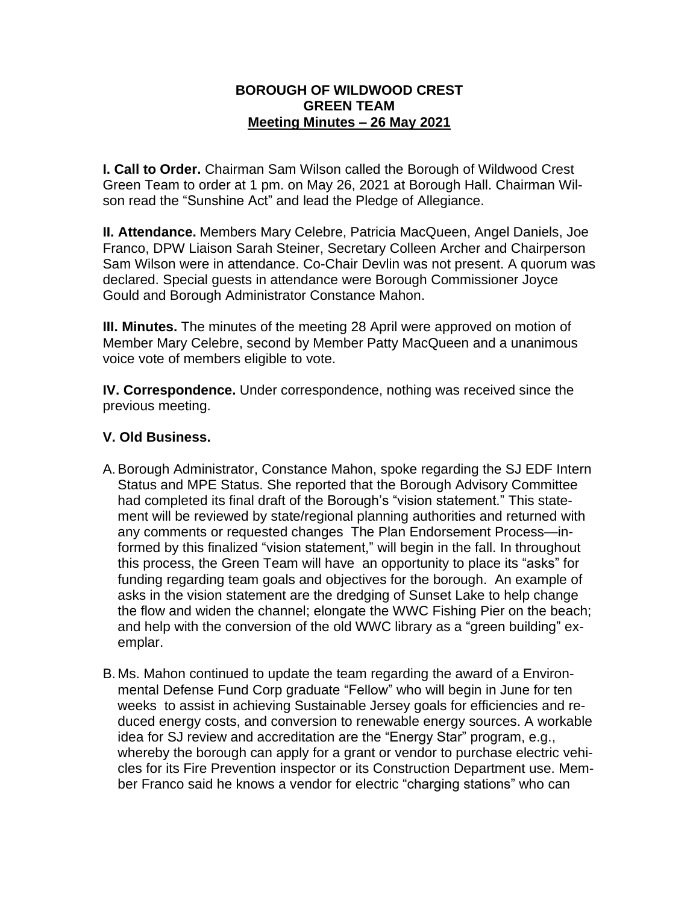**BOROUGH OF WILDWOOD CREST**
**GREEN TEAM**
**Meeting Minutes – 26 May 2021**

**I. Call to Order.** Chairman Sam Wilson called the Borough of Wildwood Crest Green Team to order at 1 pm. on May 26, 2021 at Borough Hall. Chairman Wilson read the "Sunshine Act" and lead the Pledge of Allegiance.

**II. Attendance.** Members Mary Celebre, Patricia MacQueen, Angel Daniels, Joe Franco, DPW Liaison Sarah Steiner, Secretary Colleen Archer and Chairperson Sam Wilson were in attendance. Co-Chair Devlin was not present. A quorum was declared. Special guests in attendance were Borough Commissioner Joyce Gould and Borough Administrator Constance Mahon.

**III. Minutes.** The minutes of the meeting 28 April were approved on motion of Member Mary Celebre, second by Member Patty MacQueen and a unanimous voice vote of members eligible to vote.

**IV. Correspondence.** Under correspondence, nothing was received since the previous meeting.

**V. Old Business.**

A. Borough Administrator, Constance Mahon, spoke regarding the SJ EDF Intern Status and MPE Status. She reported that the Borough Advisory Committee had completed its final draft of the Borough's "vision statement." This statement will be reviewed by state/regional planning authorities and returned with any comments or requested changes The Plan Endorsement Process—informed by this finalized "vision statement," will begin in the fall. In throughout this process, the Green Team will have an opportunity to place its "asks" for funding regarding team goals and objectives for the borough. An example of asks in the vision statement are the dredging of Sunset Lake to help change the flow and widen the channel; elongate the WWC Fishing Pier on the beach; and help with the conversion of the old WWC library as a "green building" exemplar.

B. Ms. Mahon continued to update the team regarding the award of a Environmental Defense Fund Corp graduate "Fellow" who will begin in June for ten weeks to assist in achieving Sustainable Jersey goals for efficiencies and reduced energy costs, and conversion to renewable energy sources. A workable idea for SJ review and accreditation are the "Energy Star" program, e.g., whereby the borough can apply for a grant or vendor to purchase electric vehicles for its Fire Prevention inspector or its Construction Department use. Member Franco said he knows a vendor for electric "charging stations" who can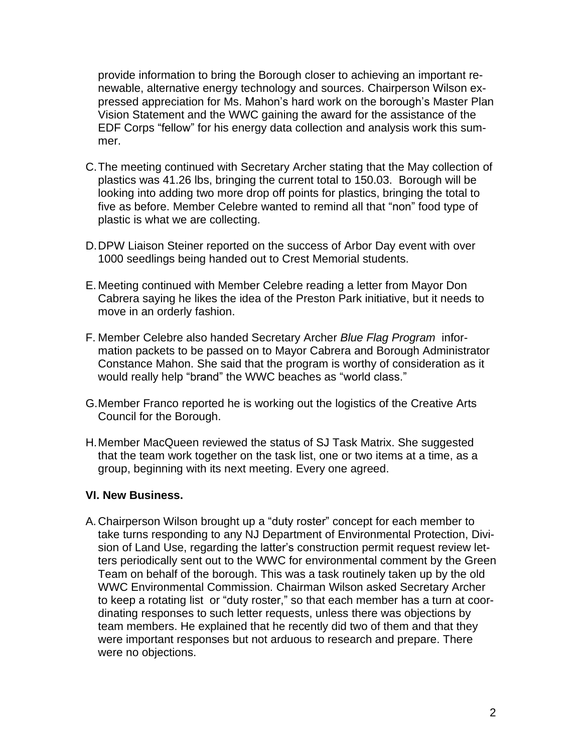provide information to bring the Borough closer to achieving an important renewable, alternative energy technology and sources. Chairperson Wilson expressed appreciation for Ms. Mahon's hard work on the borough's Master Plan Vision Statement and the WWC gaining the award for the assistance of the EDF Corps "fellow" for his energy data collection and analysis work this summer.

C. The meeting continued with Secretary Archer stating that the May collection of plastics was 41.26 lbs, bringing the current total to 150.03. Borough will be looking into adding two more drop off points for plastics, bringing the total to five as before. Member Celebre wanted to remind all that "non" food type of plastic is what we are collecting.

D. DPW Liaison Steiner reported on the success of Arbor Day event with over 1000 seedlings being handed out to Crest Memorial students.

E. Meeting continued with Member Celebre reading a letter from Mayor Don Cabrera saying he likes the idea of the Preston Park initiative, but it needs to move in an orderly fashion.

F. Member Celebre also handed Secretary Archer *Blue Flag Program* information packets to be passed on to Mayor Cabrera and Borough Administrator Constance Mahon. She said that the program is worthy of consideration as it would really help "brand" the WWC beaches as "world class."

G. Member Franco reported he is working out the logistics of the Creative Arts Council for the Borough.

H. Member MacQueen reviewed the status of SJ Task Matrix. She suggested that the team work together on the task list, one or two items at a time, as a group, beginning with its next meeting. Every one agreed.

**VI. New Business.**

A. Chairperson Wilson brought up a "duty roster" concept for each member to take turns responding to any NJ Department of Environmental Protection, Division of Land Use, regarding the latter's construction permit request review letters periodically sent out to the WWC for environmental comment by the Green Team on behalf of the borough. This was a task routinely taken up by the old WWC Environmental Commission. Chairman Wilson asked Secretary Archer to keep a rotating list or "duty roster," so that each member has a turn at coordinating responses to such letter requests, unless there was objections by team members. He explained that he recently did two of them and that they were important responses but not arduous to research and prepare. There were no objections.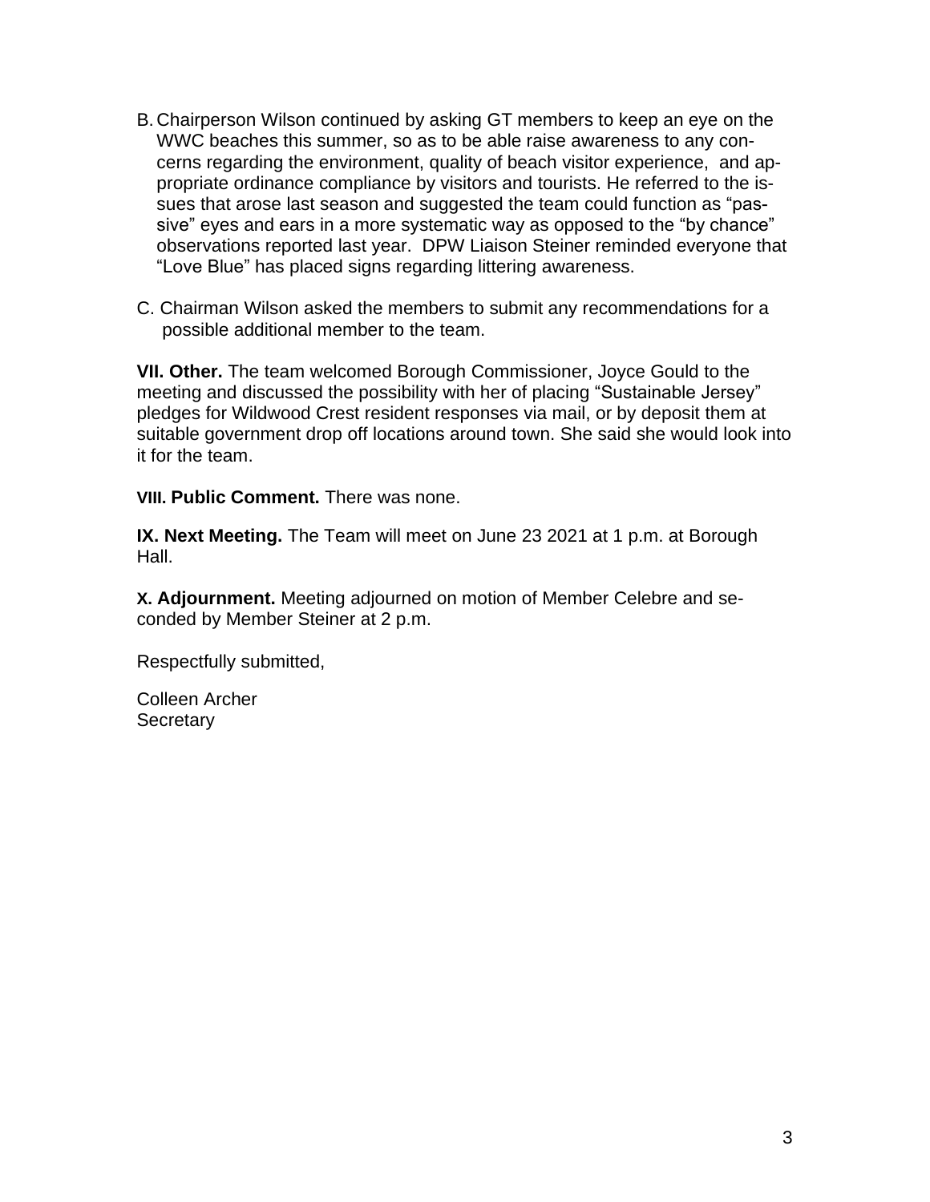B. Chairperson Wilson continued by asking GT members to keep an eye on the WWC beaches this summer, so as to be able raise awareness to any concerns regarding the environment, quality of beach visitor experience, and appropriate ordinance compliance by visitors and tourists. He referred to the issues that arose last season and suggested the team could function as "passive" eyes and ears in a more systematic way as opposed to the "by chance" observations reported last year. DPW Liaison Steiner reminded everyone that "Love Blue" has placed signs regarding littering awareness.

C. Chairman Wilson asked the members to submit any recommendations for a possible additional member to the team.

**VII. Other.** The team welcomed Borough Commissioner, Joyce Gould to the meeting and discussed the possibility with her of placing "Sustainable Jersey" pledges for Wildwood Crest resident responses via mail, or by deposit them at suitable government drop off locations around town. She said she would look into it for the team.

**VIII. Public Comment.** There was none.

**IX. Next Meeting.** The Team will meet on June 23 2021 at 1 p.m. at Borough Hall.

**X. Adjournment.** Meeting adjourned on motion of Member Celebre and seconded by Member Steiner at 2 p.m.

Respectfully submitted,

Colleen Archer
Secretary